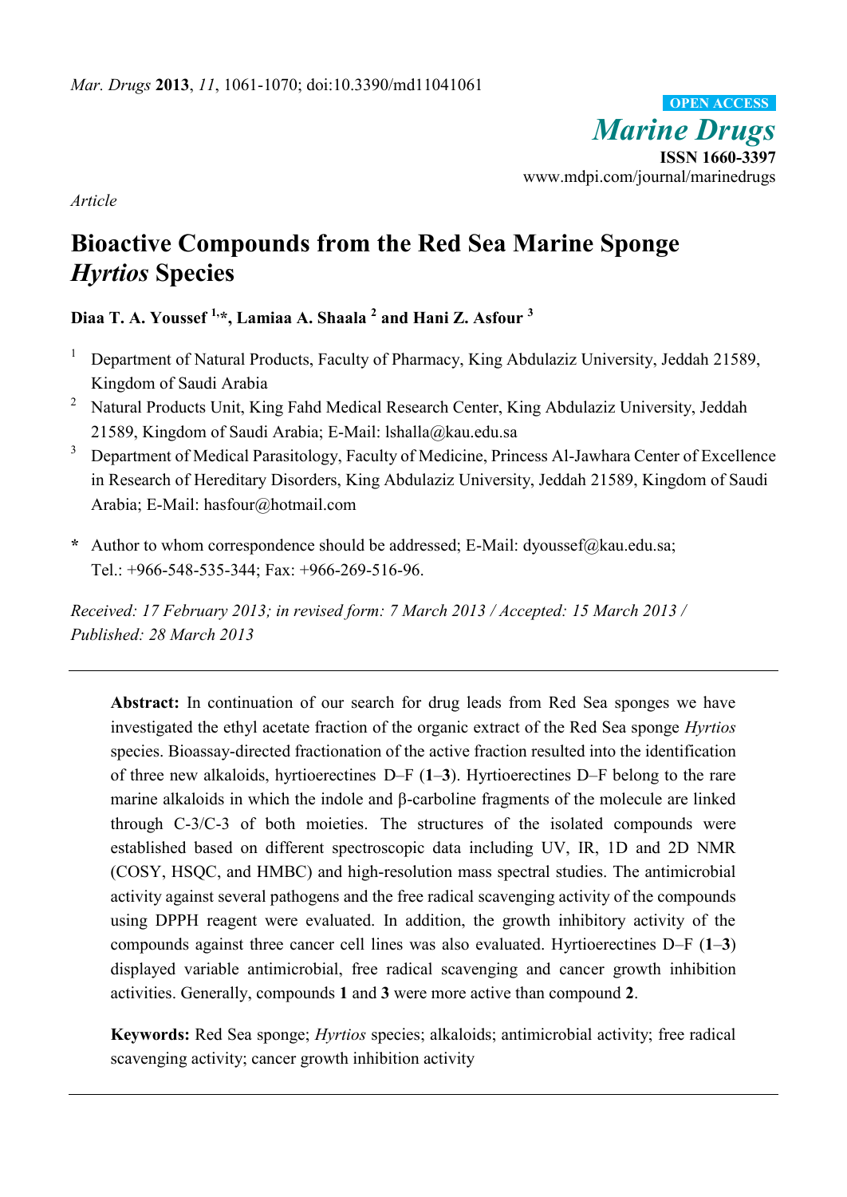*Article*

# Bioactive Compounds from the Red Sea Marine Sponge *Hyrtios* Species

**Diaa T. A. Youssef [1,*], Lamiaa A. Shaala [2] and Hani Z. Asfour [3]**

[1] Department of Natural Products, Faculty of Pharmacy, King Abdulaziz University, Jeddah 21589, Kingdom of Saudi Arabia

[2] Natural Products Unit, King Fahd Medical Research Center, King Abdulaziz University, Jeddah 21589, Kingdom of Saudi Arabia; E-Mail: lshalla@kau.edu.sa

[3] Department of Medical Parasitology, Faculty of Medicine, Princess Al-Jawhara Center of Excellence in Research of Hereditary Disorders, King Abdulaziz University, Jeddah 21589, Kingdom of Saudi Arabia; E-Mail: hasfour@hotmail.com

**\*** Author to whom correspondence should be addressed; E-Mail: dyoussef@kau.edu.sa; Tel.: +966-548-535-344; Fax: +966-269-516-96.

*Received: 17 February 2013; in revised form: 7 March 2013 / Accepted: 15 March 2013 / Published: 28 March 2013*

---

**Abstract:** In continuation of our search for drug leads from Red Sea sponges we have investigated the ethyl acetate fraction of the organic extract of the Red Sea sponge *Hyrtios* species. Bioassay-directed fractionation of the active fraction resulted into the identification of three new alkaloids, hyrtioerectines D–F (**1**–**3**). Hyrtioerectines D–F belong to the rare marine alkaloids in which the indole and β-carboline fragments of the molecule are linked through C-3/C-3 of both moieties. The structures of the isolated compounds were established based on different spectroscopic data including UV, IR, 1D and 2D NMR (COSY, HSQC, and HMBC) and high-resolution mass spectral studies. The antimicrobial activity against several pathogens and the free radical scavenging activity of the compounds using DPPH reagent were evaluated. In addition, the growth inhibitory activity of the compounds against three cancer cell lines was also evaluated. Hyrtioerectines D–F (**1**–**3**) displayed variable antimicrobial, free radical scavenging and cancer growth inhibition activities. Generally, compounds **1** and **3** were more active than compound **2**.

**Keywords:** Red Sea sponge; *Hyrtios* species; alkaloids; antimicrobial activity; free radical scavenging activity; cancer growth inhibition activity

---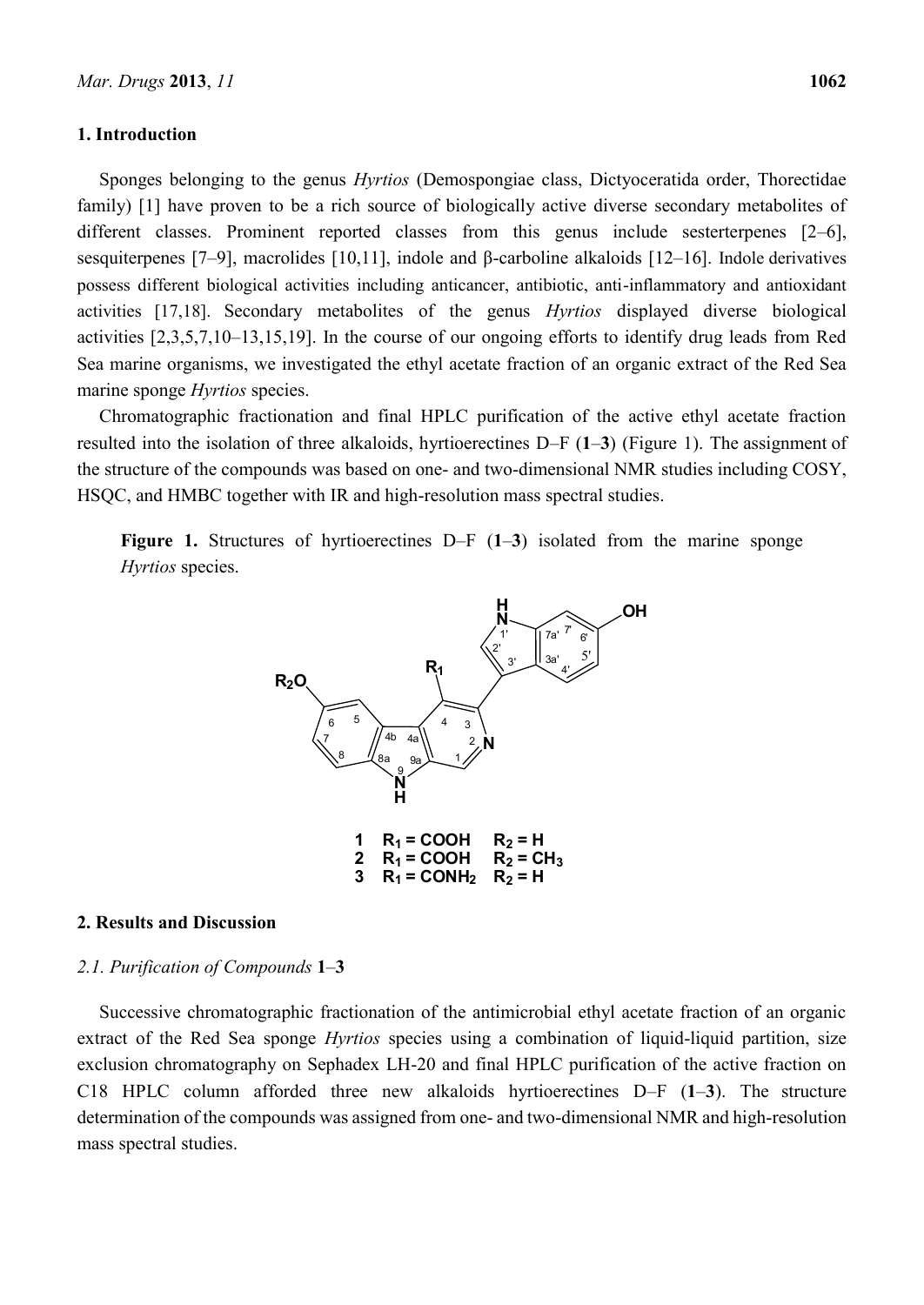## 1. Introduction

Sponges belonging to the genus *Hyrtios* (Demospongiae class, Dictyoceratida order, Thorectidae family) [1] have proven to be a rich source of biologically active diverse secondary metabolites of different classes. Prominent reported classes from this genus include sesterterpenes [2–6], sesquiterpenes [7–9], macrolides [10,11], indole and β-carboline alkaloids [12–16]. Indole derivatives possess different biological activities including anticancer, antibiotic, anti-inflammatory and antioxidant activities [17,18]. Secondary metabolites of the genus *Hyrtios* displayed diverse biological activities [2,3,5,7,10–13,15,19]. In the course of our ongoing efforts to identify drug leads from Red Sea marine organisms, we investigated the ethyl acetate fraction of an organic extract of the Red Sea marine sponge *Hyrtios* species.

Chromatographic fractionation and final HPLC purification of the active ethyl acetate fraction resulted into the isolation of three alkaloids, hyrtioerectines D–F (**1**–**3**) (Figure 1). The assignment of the structure of the compounds was based on one- and two-dimensional NMR studies including COSY, HSQC, and HMBC together with IR and high-resolution mass spectral studies.

**Figure 1.** Structures of hyrtioerectines D–F (**1**–**3**) isolated from the marine sponge *Hyrtios* species.

**1** $R_1$ = COOH $R_2$ = H
**2** $R_1$ = COOH $R_2$ = $CH_3$
**3** $R_1$ = $CONH_2$ $R_2$ = H

## 2. Results and Discussion

### 2.1. Purification of Compounds 1–3

Successive chromatographic fractionation of the antimicrobial ethyl acetate fraction of an organic extract of the Red Sea sponge *Hyrtios* species using a combination of liquid-liquid partition, size exclusion chromatography on Sephadex LH-20 and final HPLC purification of the active fraction on C18 HPLC column afforded three new alkaloids hyrtioerectines D–F (**1**–**3**). The structure determination of the compounds was assigned from one- and two-dimensional NMR and high-resolution mass spectral studies.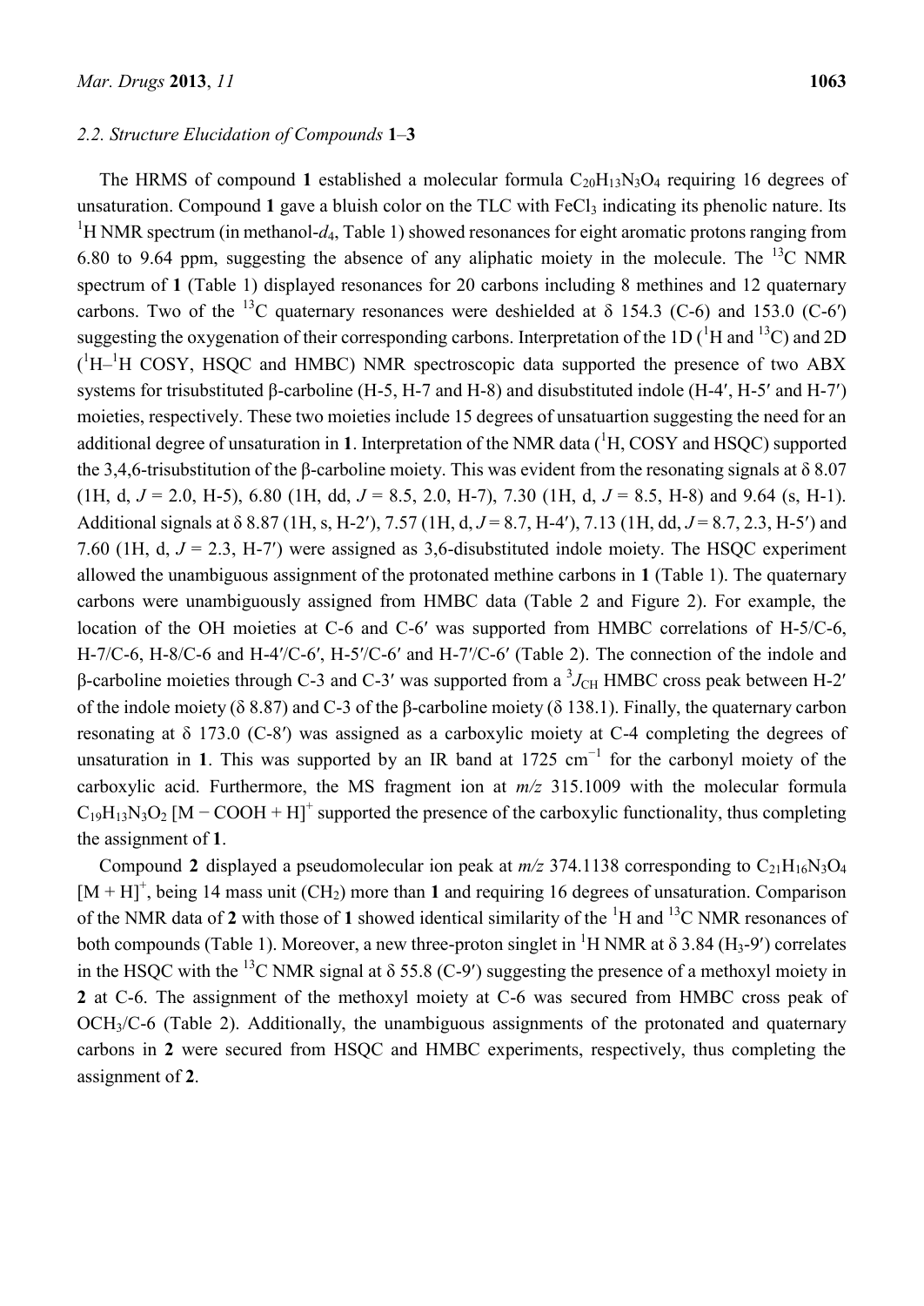### 2.2. Structure Elucidation of Compounds 1–3

The HRMS of compound **1** established a molecular formula $C_{20}H_{13}N_3O_4$ requiring 16 degrees of unsaturation. Compound **1** gave a bluish color on the TLC with $FeCl_3$ indicating its phenolic nature. Its $^1H$ NMR spectrum (in methanol-$d_4$, Table 1) showed resonances for eight aromatic protons ranging from 6.80 to 9.64 ppm, suggesting the absence of any aliphatic moiety in the molecule. The $^{13}C$ NMR spectrum of **1** (Table 1) displayed resonances for 20 carbons including 8 methines and 12 quaternary carbons. Two of the $^{13}C$ quaternary resonances were deshielded at δ 154.3 (C-6) and 153.0 (C-6′) suggesting the oxygenation of their corresponding carbons. Interpretation of the 1D ($^1H$ and $^{13}C$) and 2D ($^1H$–$^1H$ COSY, HSQC and HMBC) NMR spectroscopic data supported the presence of two ABX systems for trisubstituted β-carboline (H-5, H-7 and H-8) and disubstituted indole (H-4′, H-5′ and H-7′) moieties, respectively. These two moieties include 15 degrees of unsatuartion suggesting the need for an additional degree of unsaturation in **1**. Interpretation of the NMR data ($^1H$, COSY and HSQC) supported the 3,4,6-trisubstitution of the β-carboline moiety. This was evident from the resonating signals at δ 8.07 (1H, d, $J$ = 2.0, H-5), 6.80 (1H, dd, $J$ = 8.5, 2.0, H-7), 7.30 (1H, d, $J$ = 8.5, H-8) and 9.64 (s, H-1). Additional signals at δ 8.87 (1H, s, H-2′), 7.57 (1H, d, $J$ = 8.7, H-4′), 7.13 (1H, dd, $J$ = 8.7, 2.3, H-5′) and 7.60 (1H, d, $J$ = 2.3, H-7′) were assigned as 3,6-disubstituted indole moiety. The HSQC experiment allowed the unambiguous assignment of the protonated methine carbons in **1** (Table 1). The quaternary carbons were unambiguously assigned from HMBC data (Table 2 and Figure 2). For example, the location of the OH moieties at C-6 and C-6′ was supported from HMBC correlations of H-5/C-6, H-7/C-6, H-8/C-6 and H-4′/C-6′, H-5′/C-6′ and H-7′/C-6′ (Table 2). The connection of the indole and β-carboline moieties through C-3 and C-3′ was supported from a $^3J_{CH}$ HMBC cross peak between H-2′ of the indole moiety (δ 8.87) and C-3 of the β-carboline moiety (δ 138.1). Finally, the quaternary carbon resonating at δ 173.0 (C-8′) was assigned as a carboxylic moiety at C-4 completing the degrees of unsaturation in **1**. This was supported by an IR band at 1725 $cm^{-1}$ for the carbonyl moiety of the carboxylic acid. Furthermore, the MS fragment ion at $m/z$ 315.1009 with the molecular formula $C_{19}H_{13}N_3O_2$ $[M - COOH + H]^+$ supported the presence of the carboxylic functionality, thus completing the assignment of **1**.

Compound **2** displayed a pseudomolecular ion peak at $m/z$ 374.1138 corresponding to $C_{21}H_{16}N_3O_4$ $[M + H]^+$, being 14 mass unit ($CH_2$) more than **1** and requiring 16 degrees of unsaturation. Comparison of the NMR data of **2** with those of **1** showed identical similarity of the $^1H$ and $^{13}C$ NMR resonances of both compounds (Table 1). Moreover, a new three-proton singlet in $^1H$ NMR at δ 3.84 ($H_3$-9′) correlates in the HSQC with the $^{13}C$ NMR signal at δ 55.8 (C-9′) suggesting the presence of a methoxyl moiety in **2** at C-6. The assignment of the methoxyl moiety at C-6 was secured from HMBC cross peak of $OCH_3$/C-6 (Table 2). Additionally, the unambiguous assignments of the protonated and quaternary carbons in **2** were secured from HSQC and HMBC experiments, respectively, thus completing the assignment of **2**.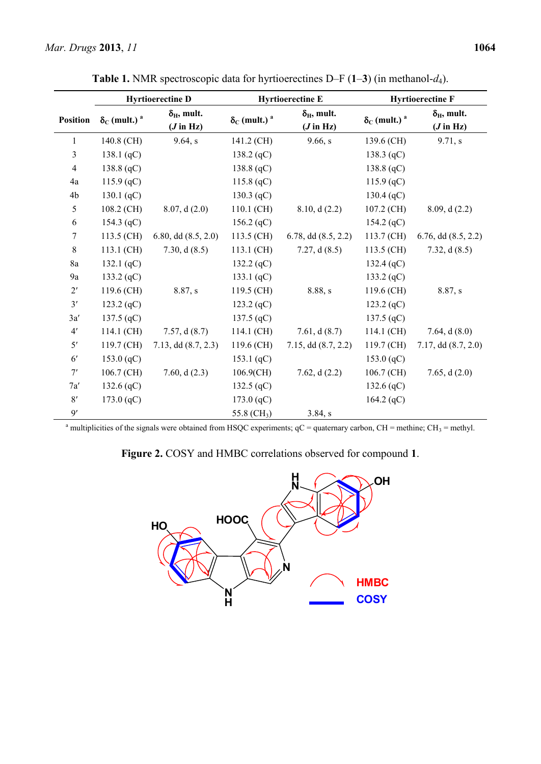**Table 1.** NMR spectroscopic data for hyrtioerectines D–F (**1**–**3**) (in methanol-$d_4$).

| Position | Hyrtioerectine D | | Hyrtioerectine E | | Hyrtioerectine F | |
|---|---|---|---|---|---|---|
| | $\delta_C$ (mult.) [a] | $\delta_H$, mult. ($J$ in Hz) | $\delta_C$ (mult.) [a] | $\delta_H$, mult. ($J$ in Hz) | $\delta_C$ (mult.) [a] | $\delta_H$, mult. ($J$ in Hz) |
| 1 | 140.8 (CH) | 9.64, s | 141.2 (CH) | 9.66, s | 139.6 (CH) | 9.71, s |
| 3 | 138.1 (qC) | | 138.2 (qC) | | 138.3 (qC) | |
| 4 | 138.8 (qC) | | 138.8 (qC) | | 138.8 (qC) | |
| 4a | 115.9 (qC) | | 115.8 (qC) | | 115.9 (qC) | |
| 4b | 130.1 (qC) | | 130.3 (qC) | | 130.4 (qC) | |
| 5 | 108.2 (CH) | 8.07, d (2.0) | 110.1 (CH) | 8.10, d (2.2) | 107.2 (CH) | 8.09, d (2.2) |
| 6 | 154.3 (qC) | | 156.2 (qC) | | 154.2 (qC) | |
| 7 | 113.5 (CH) | 6.80, dd (8.5, 2.0) | 113.5 (CH) | 6.78, dd (8.5, 2.2) | 113.7 (CH) | 6.76, dd (8.5, 2.2) |
| 8 | 113.1 (CH) | 7.30, d (8.5) | 113.1 (CH) | 7.27, d (8.5) | 113.5 (CH) | 7.32, d (8.5) |
| 8a | 132.1 (qC) | | 132.2 (qC) | | 132.4 (qC) | |
| 9a | 133.2 (qC) | | 133.1 (qC) | | 133.2 (qC) | |
| 2′ | 119.6 (CH) | 8.87, s | 119.5 (CH) | 8.88, s | 119.6 (CH) | 8.87, s |
| 3′ | 123.2 (qC) | | 123.2 (qC) | | 123.2 (qC) | |
| 3a′ | 137.5 (qC) | | 137.5 (qC) | | 137.5 (qC) | |
| 4′ | 114.1 (CH) | 7.57, d (8.7) | 114.1 (CH) | 7.61, d (8.7) | 114.1 (CH) | 7.64, d (8.0) |
| 5′ | 119.7 (CH) | 7.13, dd (8.7, 2.3) | 119.6 (CH) | 7.15, dd (8.7, 2.2) | 119.7 (CH) | 7.17, dd (8.7, 2.0) |
| 6′ | 153.0 (qC) | | 153.1 (qC) | | 153.0 (qC) | |
| 7′ | 106.7 (CH) | 7.60, d (2.3) | 106.9(CH) | 7.62, d (2.2) | 106.7 (CH) | 7.65, d (2.0) |
| 7a′ | 132.6 (qC) | | 132.5 (qC) | | 132.6 (qC) | |
| 8′ | 173.0 (qC) | | 173.0 (qC) | | 164.2 (qC) | |
| 9′ | | | 55.8 ($CH_3$) | 3.84, s | | |

[a] multiplicities of the signals were obtained from HSQC experiments; qC = quaternary carbon, CH = methine; $CH_3$ = methyl.

**Figure 2.** COSY and HMBC correlations observed for compound **1**.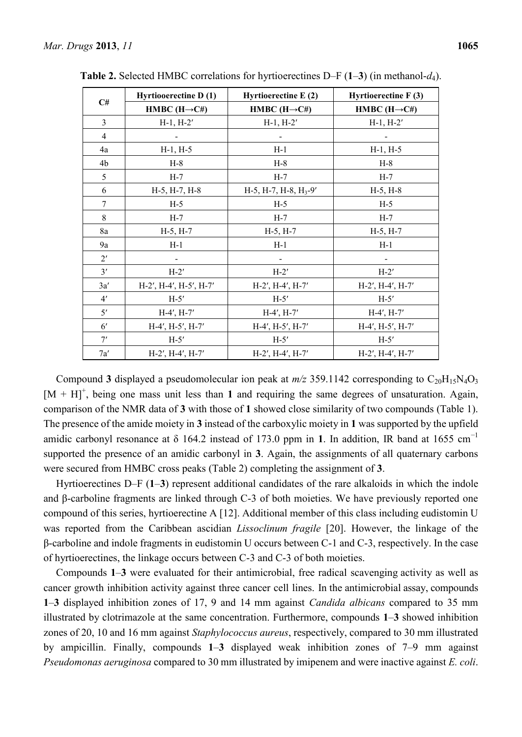**Table 2.** Selected HMBC correlations for hyrtioerectines D–F (**1**–**3**) (in methanol-$d_4$).

| C# | Hyrtiooerectine D (1) | Hyrtioerectine E (2) | Hyrtioerectine F (3) |
|---|---|---|---|
| | HMBC (H→C#) | HMBC (H→C#) | HMBC (H→C#) |
| 3 | H-1, H-2′ | H-1, H-2′ | H-1, H-2′ |
| 4 | - | - | - |
| 4a | H-1, H-5 | H-1 | H-1, H-5 |
| 4b | H-8 | H-8 | H-8 |
| 5 | H-7 | H-7 | H-7 |
| 6 | H-5, H-7, H-8 | H-5, H-7, H-8, $H_3$-9′ | H-5, H-8 |
| 7 | H-5 | H-5 | H-5 |
| 8 | H-7 | H-7 | H-7 |
| 8a | H-5, H-7 | H-5, H-7 | H-5, H-7 |
| 9a | H-1 | H-1 | H-1 |
| 2′ | - | - | - |
| 3′ | H-2′ | H-2′ | H-2′ |
| 3a′ | H-2′, H-4′, H-5′, H-7′ | H-2′, H-4′, H-7′ | H-2′, H-4′, H-7′ |
| 4′ | H-5′ | H-5′ | H-5′ |
| 5′ | H-4′, H-7′ | H-4′, H-7′ | H-4′, H-7′ |
| 6′ | H-4′, H-5′, H-7′ | H-4′, H-5′, H-7′ | H-4′, H-5′, H-7′ |
| 7′ | H-5′ | H-5′ | H-5′ |
| 7a′ | H-2′, H-4′, H-7′ | H-2′, H-4′, H-7′ | H-2′, H-4′, H-7′ |

Compound **3** displayed a pseudomolecular ion peak at *m/z* 359.1142 corresponding to $C_{20}H_{15}N_4O_3$ $[M + H]^+$, being one mass unit less than **1** and requiring the same degrees of unsaturation. Again, comparison of the NMR data of **3** with those of **1** showed close similarity of two compounds (Table 1). The presence of the amide moiety in **3** instead of the carboxylic moiety in **1** was supported by the upfield amidic carbonyl resonance at δ 164.2 instead of 173.0 ppm in **1**. In addition, IR band at 1655 $cm^{-1}$ supported the presence of an amidic carbonyl in **3**. Again, the assignments of all quaternary carbons were secured from HMBC cross peaks (Table 2) completing the assignment of **3**.

Hyrtioerectines D–F (**1**–**3**) represent additional candidates of the rare alkaloids in which the indole and β-carboline fragments are linked through C-3 of both moieties. We have previously reported one compound of this series, hyrtioerectine A [12]. Additional member of this class including eudistomin U was reported from the Caribbean ascidian *Lissoclinum fragile* [20]. However, the linkage of the β-carboline and indole fragments in eudistomin U occurs between C-1 and C-3, respectively. In the case of hyrtioerectines, the linkage occurs between C-3 and C-3 of both moieties.

Compounds **1**–**3** were evaluated for their antimicrobial, free radical scavenging activity as well as cancer growth inhibition activity against three cancer cell lines. In the antimicrobial assay, compounds **1**–**3** displayed inhibition zones of 17, 9 and 14 mm against *Candida albicans* compared to 35 mm illustrated by clotrimazole at the same concentration. Furthermore, compounds **1**–**3** showed inhibition zones of 20, 10 and 16 mm against *Staphylococcus aureus*, respectively, compared to 30 mm illustrated by ampicillin. Finally, compounds **1**–**3** displayed weak inhibition zones of 7–9 mm against *Pseudomonas aeruginosa* compared to 30 mm illustrated by imipenem and were inactive against *E. coli*.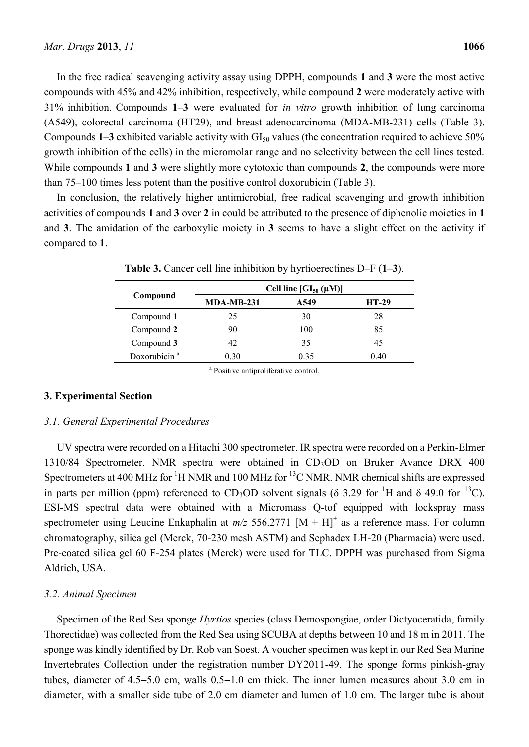In the free radical scavenging activity assay using DPPH, compounds **1** and **3** were the most active compounds with 45% and 42% inhibition, respectively, while compound **2** were moderately active with 31% inhibition. Compounds **1**–**3** were evaluated for *in vitro* growth inhibition of lung carcinoma (A549), colorectal carcinoma (HT29), and breast adenocarcinoma (MDA-MB-231) cells (Table 3). Compounds **1**–**3** exhibited variable activity with $GI_{50}$ values (the concentration required to achieve 50% growth inhibition of the cells) in the micromolar range and no selectivity between the cell lines tested. While compounds **1** and **3** were slightly more cytotoxic than compounds **2**, the compounds were more than 75–100 times less potent than the positive control doxorubicin (Table 3).

In conclusion, the relatively higher antimicrobial, free radical scavenging and growth inhibition activities of compounds **1** and **3** over **2** in could be attributed to the presence of diphenolic moieties in **1** and **3**. The amidation of the carboxylic moiety in **3** seems to have a slight effect on the activity if compared to **1**.

**Table 3.** Cancer cell line inhibition by hyrtioerectines D–F (**1**–**3**).

| Compound | Cell line [$GI_{50}$ (μM)] | | |
|---|---|---|---|
| | **MDA-MB-231** | **A549** | **HT-29** |
| Compound **1** | 25 | 30 | 28 |
| Compound **2** | 90 | 100 | 85 |
| Compound **3** | 42 | 35 | 45 |
| Doxorubicin [a] | 0.30 | 0.35 | 0.40 |

[a] Positive antiproliferative control.

## 3. Experimental Section

### 3.1. General Experimental Procedures

UV spectra were recorded on a Hitachi 300 spectrometer. IR spectra were recorded on a Perkin-Elmer 1310/84 Spectrometer. NMR spectra were obtained in $CD_3OD$ on Bruker Avance DRX 400 Spectrometers at 400 MHz for $^1H$ NMR and 100 MHz for $^{13}C$ NMR. NMR chemical shifts are expressed in parts per million (ppm) referenced to $CD_3OD$ solvent signals (δ 3.29 for $^1H$ and δ 49.0 for $^{13}C$). ESI-MS spectral data were obtained with a Micromass Q-tof equipped with lockspray mass spectrometer using Leucine Enkaphalin at *m/z* 556.2771 $[M + H]^+$ as a reference mass. For column chromatography, silica gel (Merck, 70-230 mesh ASTM) and Sephadex LH-20 (Pharmacia) were used. Pre-coated silica gel 60 F-254 plates (Merck) were used for TLC. DPPH was purchased from Sigma Aldrich, USA.

### 3.2. Animal Specimen

Specimen of the Red Sea sponge *Hyrtios* species (class Demospongiae, order Dictyoceratida, family Thorectidae) was collected from the Red Sea using SCUBA at depths between 10 and 18 m in 2011. The sponge was kindly identified by Dr. Rob van Soest. A voucher specimen was kept in our Red Sea Marine Invertebrates Collection under the registration number DY2011-49. The sponge forms pinkish-gray tubes, diameter of 4.5−5.0 cm, walls 0.5−1.0 cm thick. The inner lumen measures about 3.0 cm in diameter, with a smaller side tube of 2.0 cm diameter and lumen of 1.0 cm. The larger tube is about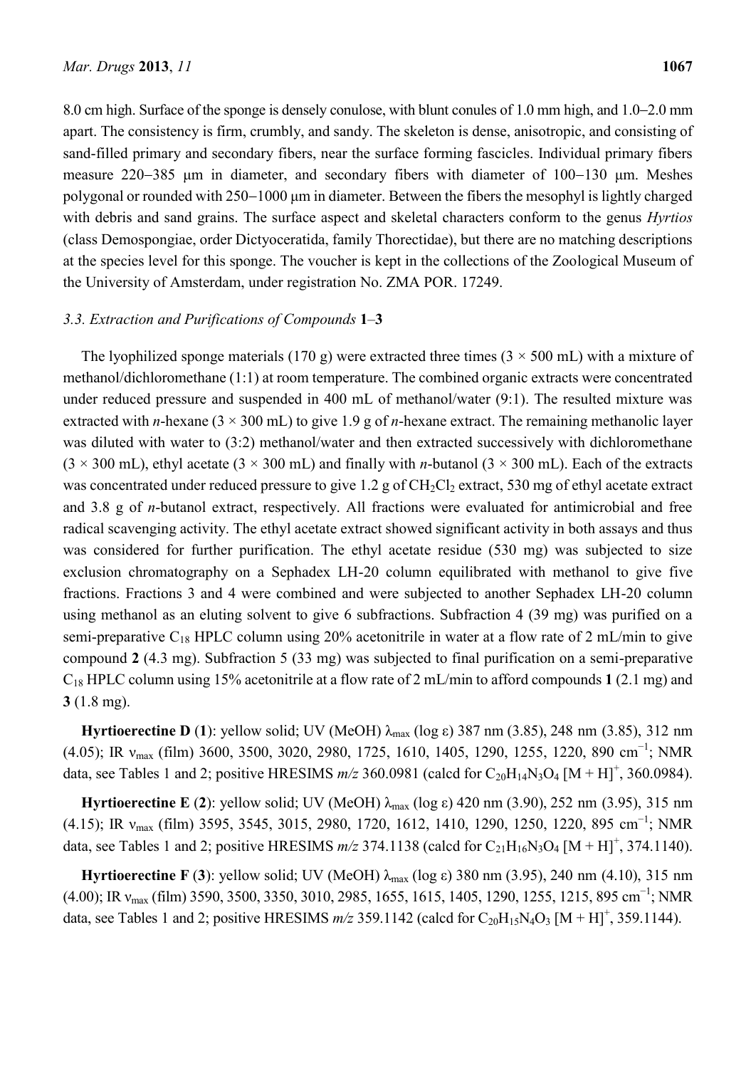8.0 cm high. Surface of the sponge is densely conulose, with blunt conules of 1.0 mm high, and 1.0–2.0 mm apart. The consistency is firm, crumbly, and sandy. The skeleton is dense, anisotropic, and consisting of sand-filled primary and secondary fibers, near the surface forming fascicles. Individual primary fibers measure 220−385 μm in diameter, and secondary fibers with diameter of 100−130 μm. Meshes polygonal or rounded with 250−1000 μm in diameter. Between the fibers the mesophyl is lightly charged with debris and sand grains. The surface aspect and skeletal characters conform to the genus *Hyrtios* (class Demospongiae, order Dictyoceratida, family Thorectidae), but there are no matching descriptions at the species level for this sponge. The voucher is kept in the collections of the Zoological Museum of the University of Amsterdam, under registration No. ZMA POR. 17249.

### 3.3. Extraction and Purifications of Compounds 1–3

The lyophilized sponge materials (170 g) were extracted three times (3 × 500 mL) with a mixture of methanol/dichloromethane (1:1) at room temperature. The combined organic extracts were concentrated under reduced pressure and suspended in 400 mL of methanol/water (9:1). The resulted mixture was extracted with *n*-hexane (3 × 300 mL) to give 1.9 g of *n*-hexane extract. The remaining methanolic layer was diluted with water to (3:2) methanol/water and then extracted successively with dichloromethane (3 × 300 mL), ethyl acetate (3 × 300 mL) and finally with *n*-butanol (3 × 300 mL). Each of the extracts was concentrated under reduced pressure to give 1.2 g of $CH_2Cl_2$ extract, 530 mg of ethyl acetate extract and 3.8 g of *n*-butanol extract, respectively. All fractions were evaluated for antimicrobial and free radical scavenging activity. The ethyl acetate extract showed significant activity in both assays and thus was considered for further purification. The ethyl acetate residue (530 mg) was subjected to size exclusion chromatography on a Sephadex LH-20 column equilibrated with methanol to give five fractions. Fractions 3 and 4 were combined and were subjected to another Sephadex LH-20 column using methanol as an eluting solvent to give 6 subfractions. Subfraction 4 (39 mg) was purified on a semi-preparative $C_{18}$ HPLC column using 20% acetonitrile in water at a flow rate of 2 mL/min to give compound **2** (4.3 mg). Subfraction 5 (33 mg) was subjected to final purification on a semi-preparative $C_{18}$ HPLC column using 15% acetonitrile at a flow rate of 2 mL/min to afford compounds **1** (2.1 mg) and **3** (1.8 mg).

**Hyrtioerectine D** (**1**): yellow solid; UV (MeOH) $\lambda_{max}$ (log ε) 387 nm (3.85), 248 nm (3.85), 312 nm (4.05); IR $\nu_{max}$ (film) 3600, 3500, 3020, 2980, 1725, 1610, 1405, 1290, 1255, 1220, 890 $cm^{-1}$; NMR data, see Tables 1 and 2; positive HRESIMS *m/z* 360.0981 (calcd for $C_{20}H_{14}N_3O_4$ $[M + H]^+$, 360.0984).

**Hyrtioerectine E** (**2**): yellow solid; UV (MeOH) $\lambda_{max}$ (log ε) 420 nm (3.90), 252 nm (3.95), 315 nm (4.15); IR $\nu_{max}$ (film) 3595, 3545, 3015, 2980, 1720, 1612, 1410, 1290, 1250, 1220, 895 $cm^{-1}$; NMR data, see Tables 1 and 2; positive HRESIMS *m/z* 374.1138 (calcd for $C_{21}H_{16}N_3O_4$ $[M + H]^+$, 374.1140).

**Hyrtioerectine F** (**3**): yellow solid; UV (MeOH) $\lambda_{max}$ (log ε) 380 nm (3.95), 240 nm (4.10), 315 nm (4.00); IR $\nu_{max}$ (film) 3590, 3500, 3350, 3010, 2985, 1655, 1615, 1405, 1290, 1255, 1215, 895 $cm^{-1}$; NMR data, see Tables 1 and 2; positive HRESIMS *m/z* 359.1142 (calcd for $C_{20}H_{15}N_4O_3$ $[M + H]^+$, 359.1144).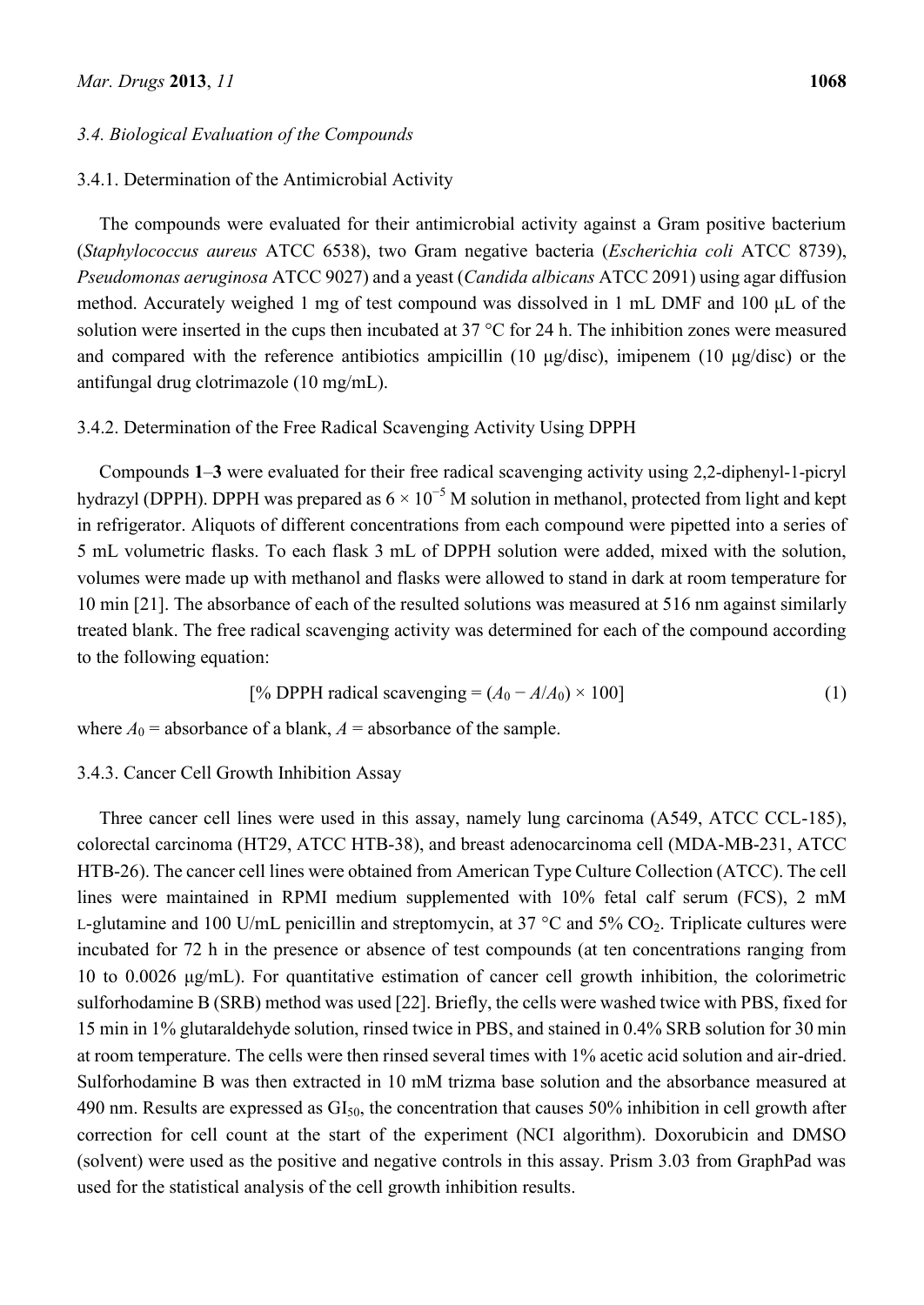### 3.4. Biological Evaluation of the Compounds

#### 3.4.1. Determination of the Antimicrobial Activity

The compounds were evaluated for their antimicrobial activity against a Gram positive bacterium (*Staphylococcus aureus* ATCC 6538), two Gram negative bacteria (*Escherichia coli* ATCC 8739), *Pseudomonas aeruginosa* ATCC 9027) and a yeast (*Candida albicans* ATCC 2091) using agar diffusion method. Accurately weighed 1 mg of test compound was dissolved in 1 mL DMF and 100 μL of the solution were inserted in the cups then incubated at 37 °C for 24 h. The inhibition zones were measured and compared with the reference antibiotics ampicillin (10 μg/disc), imipenem (10 μg/disc) or the antifungal drug clotrimazole (10 mg/mL).

#### 3.4.2. Determination of the Free Radical Scavenging Activity Using DPPH

Compounds **1**–**3** were evaluated for their free radical scavenging activity using 2,2-diphenyl-1-picryl hydrazyl (DPPH). DPPH was prepared as $6 \times 10^{-5}$ M solution in methanol, protected from light and kept in refrigerator. Aliquots of different concentrations from each compound were pipetted into a series of 5 mL volumetric flasks. To each flask 3 mL of DPPH solution were added, mixed with the solution, volumes were made up with methanol and flasks were allowed to stand in dark at room temperature for 10 min [21]. The absorbance of each of the resulted solutions was measured at 516 nm against similarly treated blank. The free radical scavenging activity was determined for each of the compound according to the following equation:

$$[\text{\% DPPH radical scavenging} = (A_0 - A/A_0) \times 100] \tag{1}$$

where $A_0$ = absorbance of a blank, $A$ = absorbance of the sample.

#### 3.4.3. Cancer Cell Growth Inhibition Assay

Three cancer cell lines were used in this assay, namely lung carcinoma (A549, ATCC CCL-185), colorectal carcinoma (HT29, ATCC HTB-38), and breast adenocarcinoma cell (MDA-MB-231, ATCC HTB-26). The cancer cell lines were obtained from American Type Culture Collection (ATCC). The cell lines were maintained in RPMI medium supplemented with 10% fetal calf serum (FCS), 2 mM L-glutamine and 100 U/mL penicillin and streptomycin, at 37 °C and 5% $CO_2$. Triplicate cultures were incubated for 72 h in the presence or absence of test compounds (at ten concentrations ranging from 10 to 0.0026 μg/mL). For quantitative estimation of cancer cell growth inhibition, the colorimetric sulforhodamine B (SRB) method was used [22]. Briefly, the cells were washed twice with PBS, fixed for 15 min in 1% glutaraldehyde solution, rinsed twice in PBS, and stained in 0.4% SRB solution for 30 min at room temperature. The cells were then rinsed several times with 1% acetic acid solution and air-dried. Sulforhodamine B was then extracted in 10 mM trizma base solution and the absorbance measured at 490 nm. Results are expressed as $GI_{50}$, the concentration that causes 50% inhibition in cell growth after correction for cell count at the start of the experiment (NCI algorithm). Doxorubicin and DMSO (solvent) were used as the positive and negative controls in this assay. Prism 3.03 from GraphPad was used for the statistical analysis of the cell growth inhibition results.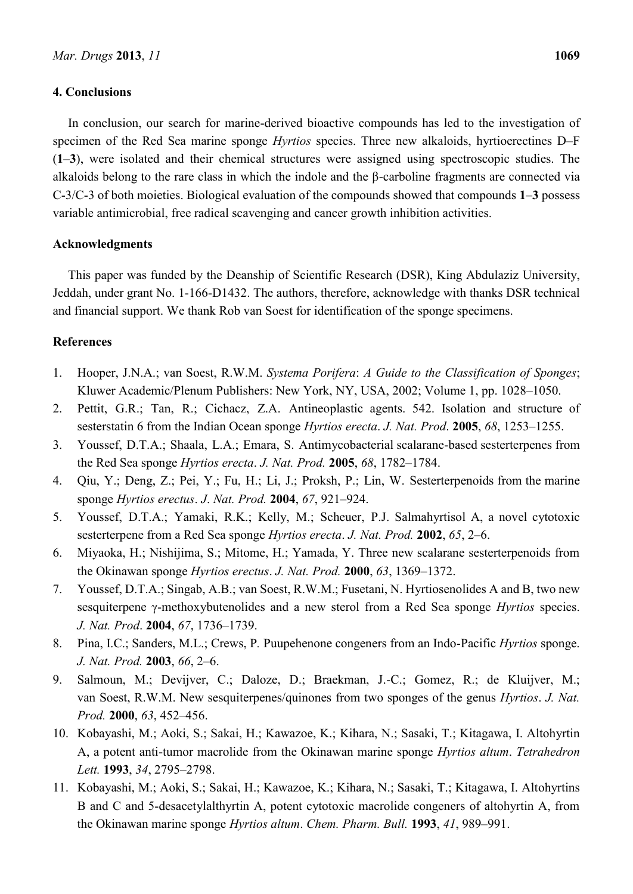## 4. Conclusions

In conclusion, our search for marine-derived bioactive compounds has led to the investigation of specimen of the Red Sea marine sponge *Hyrtios* species. Three new alkaloids, hyrtioerectines D–F (**1**–**3**), were isolated and their chemical structures were assigned using spectroscopic studies. The alkaloids belong to the rare class in which the indole and the β-carboline fragments are connected via C-3/C-3 of both moieties. Biological evaluation of the compounds showed that compounds **1**–**3** possess variable antimicrobial, free radical scavenging and cancer growth inhibition activities.

## Acknowledgments

This paper was funded by the Deanship of Scientific Research (DSR), King Abdulaziz University, Jeddah, under grant No. 1-166-D1432. The authors, therefore, acknowledge with thanks DSR technical and financial support. We thank Rob van Soest for identification of the sponge specimens.

## References

1. Hooper, J.N.A.; van Soest, R.W.M. *Systema Porifera*: *A Guide to the Classification of Sponges*; Kluwer Academic/Plenum Publishers: New York, NY, USA, 2002; Volume 1, pp. 1028–1050.
2. Pettit, G.R.; Tan, R.; Cichacz, Z.A. Antineoplastic agents. 542. Isolation and structure of sesterstatin 6 from the Indian Ocean sponge *Hyrtios erecta*. *J. Nat. Prod*. **2005**, *68*, 1253–1255.
3. Youssef, D.T.A.; Shaala, L.A.; Emara, S. Antimycobacterial scalarane-based sesterpenes from the Red Sea sponge *Hyrtios erecta*. *J. Nat. Prod.* **2005**, *68*, 1782–1784.
4. Qiu, Y.; Deng, Z.; Pei, Y.; Fu, H.; Li, J.; Proksh, P.; Lin, W. Sesterterpenoids from the marine sponge *Hyrtios erectus*. *J. Nat. Prod.* **2004**, *67*, 921–924.
5. Youssef, D.T.A.; Yamaki, R.K.; Kelly, M.; Scheuer, P.J. Salmahyrtisol A, a novel cytotoxic sesterterpene from a Red Sea sponge *Hyrtios erecta*. *J. Nat. Prod.* **2002**, *65*, 2–6.
6. Miyaoka, H.; Nishijima, S.; Mitome, H.; Yamada, Y. Three new scalarane sesterterpenoids from the Okinawan sponge *Hyrtios erectus*. *J. Nat. Prod.* **2000**, *63*, 1369–1372.
7. Youssef, D.T.A.; Singab, A.B.; van Soest, R.W.M.; Fusetani, N. Hyrtiosenolides A and B, two new sesquiterpene γ-methoxybutenolides and a new sterol from a Red Sea sponge *Hyrtios* species. *J. Nat. Prod*. **2004**, *67*, 1736–1739.
8. Pina, I.C.; Sanders, M.L.; Crews, P. Puupehenone congeners from an Indo-Pacific *Hyrtios* sponge. *J. Nat. Prod.* **2003**, *66*, 2–6.
9. Salmoun, M.; Devijver, C.; Daloze, D.; Braekman, J.-C.; Gomez, R.; de Kluijver, M.; van Soest, R.W.M. New sesquiterpenes/quinones from two sponges of the genus *Hyrtios*. *J. Nat. Prod.* **2000**, *63*, 452–456.
10. Kobayashi, M.; Aoki, S.; Sakai, H.; Kawazoe, K.; Kihara, N.; Sasaki, T.; Kitagawa, I. Altohyrtin A, a potent anti-tumor macrolide from the Okinawan marine sponge *Hyrtios altum*. *Tetrahedron Lett.* **1993**, *34*, 2795–2798.
11. Kobayashi, M.; Aoki, S.; Sakai, H.; Kawazoe, K.; Kihara, N.; Sasaki, T.; Kitagawa, I. Altohyrtins B and C and 5-desacetylalthyrtin A, potent cytotoxic macrolide congeners of altohyrtin A, from the Okinawan marine sponge *Hyrtios altum*. *Chem. Pharm. Bull.* **1993**, *41*, 989–991.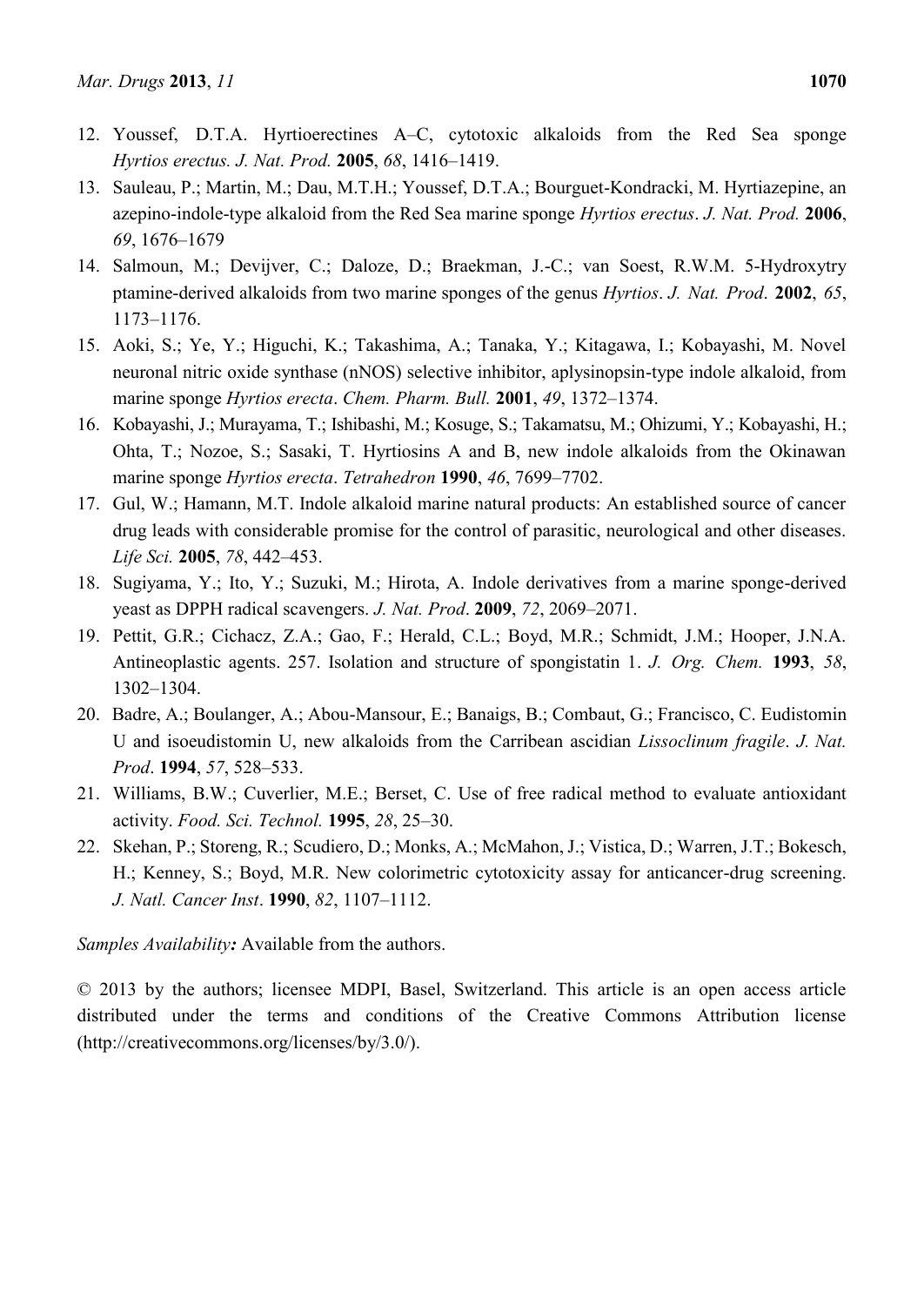12. Youssef, D.T.A. Hyrtioerectines A–C, cytotoxic alkaloids from the Red Sea sponge *Hyrtios erectus. J. Nat. Prod.* **2005**, *68*, 1416–1419.
13. Sauleau, P.; Martin, M.; Dau, M.T.H.; Youssef, D.T.A.; Bourguet-Kondracki, M. Hyrtiazepine, an azepino-indole-type alkaloid from the Red Sea marine sponge *Hyrtios erectus*. *J. Nat. Prod.* **2006**, *69*, 1676–1679
14. Salmoun, M.; Devijver, C.; Daloze, D.; Braekman, J.-C.; van Soest, R.W.M. 5-Hydroxytry ptamine-derived alkaloids from two marine sponges of the genus *Hyrtios*. *J. Nat. Prod*. **2002**, *65*, 1173–1176.
15. Aoki, S.; Ye, Y.; Higuchi, K.; Takashima, A.; Tanaka, Y.; Kitagawa, I.; Kobayashi, M. Novel neuronal nitric oxide synthase (nNOS) selective inhibitor, aplysinopsin-type indole alkaloid, from marine sponge *Hyrtios erecta*. *Chem. Pharm. Bull.* **2001**, *49*, 1372–1374.
16. Kobayashi, J.; Murayama, T.; Ishibashi, M.; Kosuge, S.; Takamatsu, M.; Ohizumi, Y.; Kobayashi, H.; Ohta, T.; Nozoe, S.; Sasaki, T. Hyrtiosins A and B, new indole alkaloids from the Okinawan marine sponge *Hyrtios erecta*. *Tetrahedron* **1990**, *46*, 7699–7702.
17. Gul, W.; Hamann, M.T. Indole alkaloid marine natural products: An established source of cancer drug leads with considerable promise for the control of parasitic, neurological and other diseases. *Life Sci.* **2005**, *78*, 442–453.
18. Sugiyama, Y.; Ito, Y.; Suzuki, M.; Hirota, A. Indole derivatives from a marine sponge-derived yeast as DPPH radical scavengers. *J. Nat. Prod*. **2009**, *72*, 2069–2071.
19. Pettit, G.R.; Cichacz, Z.A.; Gao, F.; Herald, C.L.; Boyd, M.R.; Schmidt, J.M.; Hooper, J.N.A. Antineoplastic agents. 257. Isolation and structure of spongistatin 1. *J. Org. Chem.* **1993**, *58*, 1302–1304.
20. Badre, A.; Boulanger, A.; Abou-Mansour, E.; Banaigs, B.; Combaut, G.; Francisco, C. Eudistomin U and isoeudistomin U, new alkaloids from the Carribean ascidian *Lissoclinum fragile*. *J. Nat. Prod*. **1994**, *57*, 528–533.
21. Williams, B.W.; Cuverlier, M.E.; Berset, C. Use of free radical method to evaluate antioxidant activity. *Food. Sci. Technol.* **1995**, *28*, 25–30.
22. Skehan, P.; Storeng, R.; Scudiero, D.; Monks, A.; McMahon, J.; Vistica, D.; Warren, J.T.; Bokesch, H.; Kenney, S.; Boyd, M.R. New colorimetric cytotoxicity assay for anticancer-drug screening. *J. Natl. Cancer Inst*. **1990**, *82*, 1107–1112.

*Samples Availability:* Available from the authors.

© 2013 by the authors; licensee MDPI, Basel, Switzerland. This article is an open access article distributed under the terms and conditions of the Creative Commons Attribution license (http://creativecommons.org/licenses/by/3.0/).